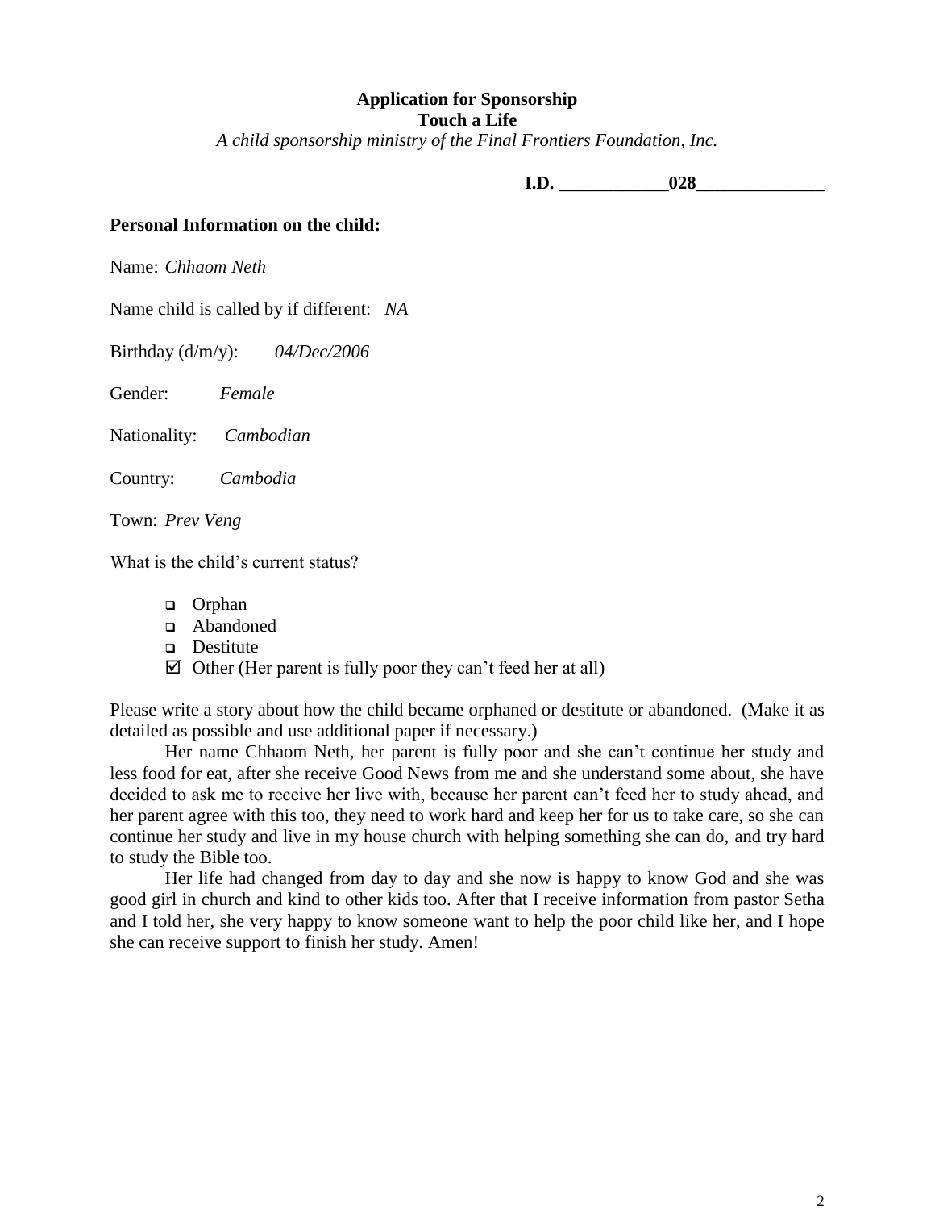**Application for Sponsorship**
**Touch a Life**
*A child sponsorship ministry of the Final Frontiers Foundation, Inc.*

**I.D. \_\_\_\_\_\_\_\_\_\_\_\_028\_\_\_\_\_\_\_\_\_\_\_\_\_\_**

**Personal Information on the child:**

Name: *Chhaom Neth*

Name child is called by if different: *NA*

Birthday (d/m/y): *04/Dec/2006*

Gender: *Female*

Nationality: *Cambodian*

Country: *Cambodia*

Town: *Prev Veng*

What is the child's current status?

- ☐ Orphan
- ☐ Abandoned
- ☐ Destitute
- ☑ Other (Her parent is fully poor they can't feed her at all)

Please write a story about how the child became orphaned or destitute or abandoned. (Make it as detailed as possible and use additional paper if necessary.)

Her name Chhaom Neth, her parent is fully poor and she can't continue her study and less food for eat, after she receive Good News from me and she understand some about, she have decided to ask me to receive her live with, because her parent can't feed her to study ahead, and her parent agree with this too, they need to work hard and keep her for us to take care, so she can continue her study and live in my house church with helping something she can do, and try hard to study the Bible too.

Her life had changed from day to day and she now is happy to know God and she was good girl in church and kind to other kids too. After that I receive information from pastor Setha and I told her, she very happy to know someone want to help the poor child like her, and I hope she can receive support to finish her study. Amen!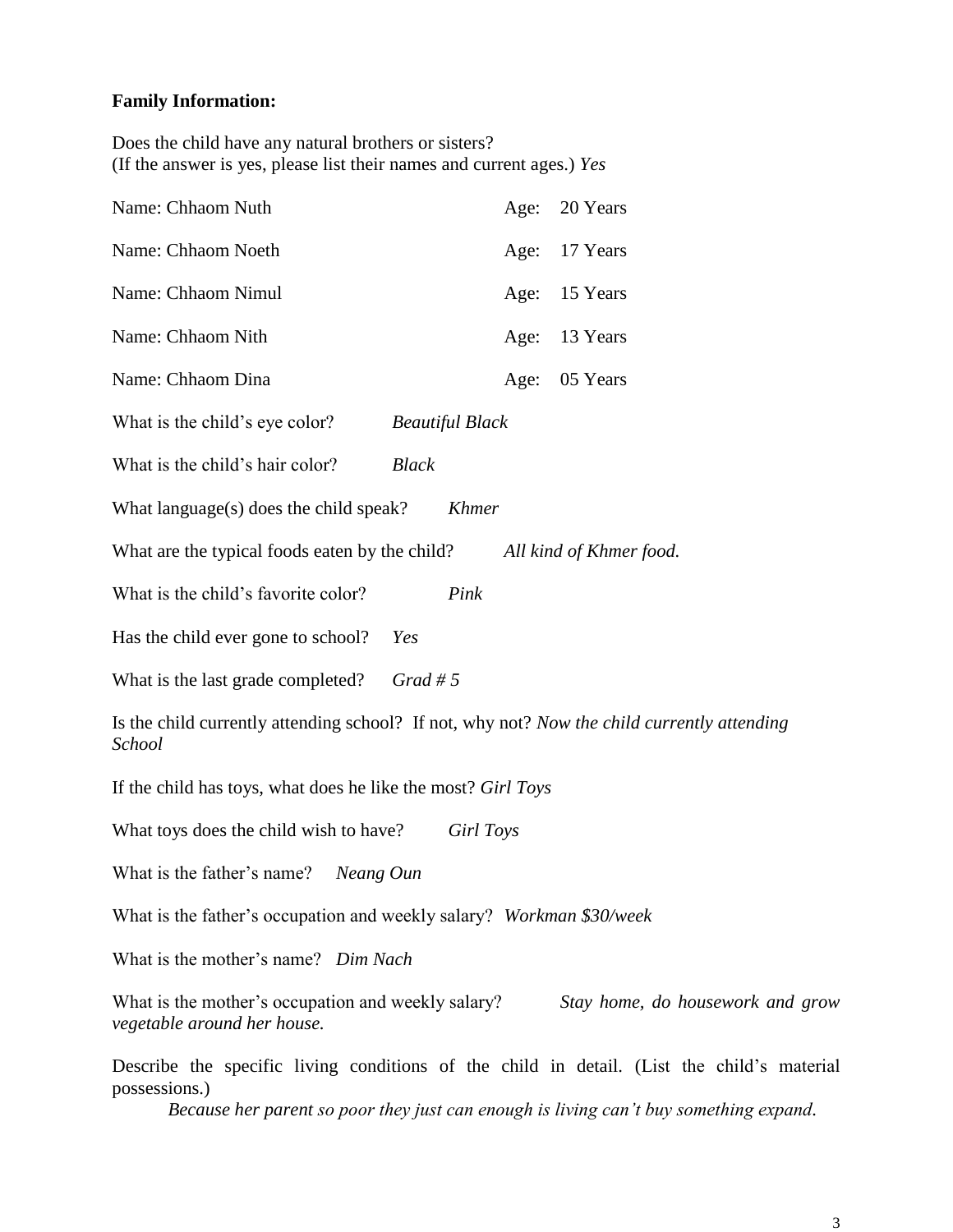**Family Information:**

Does the child have any natural brothers or sisters?
(If the answer is yes, please list their names and current ages.) *Yes*

| Name | Age |
|---|---|
| Name: Chhaom Nuth | Age: 20 Years |
| Name: Chhaom Noeth | Age: 17 Years |
| Name: Chhaom Nimul | Age: 15 Years |
| Name: Chhaom Nith | Age: 13 Years |
| Name: Chhaom Dina | Age: 05 Years |

What is the child's eye color? *Beautiful Black*

What is the child's hair color? *Black*

What language(s) does the child speak? *Khmer*

What are the typical foods eaten by the child? *All kind of Khmer food.*

What is the child's favorite color? *Pink*

Has the child ever gone to school? *Yes*

What is the last grade completed? *Grad # 5*

Is the child currently attending school? If not, why not? *Now the child currently attending School*

If the child has toys, what does he like the most? *Girl Toys*

What toys does the child wish to have? *Girl Toys*

What is the father's name? *Neang Oun*

What is the father's occupation and weekly salary? *Workman $30/week*

What is the mother's name? *Dim Nach*

What is the mother's occupation and weekly salary? *Stay home, do housework and grow vegetable around her house.*

Describe the specific living conditions of the child in detail. (List the child's material possessions.)

*Because her parent so poor they just can enough is living can't buy something expand.*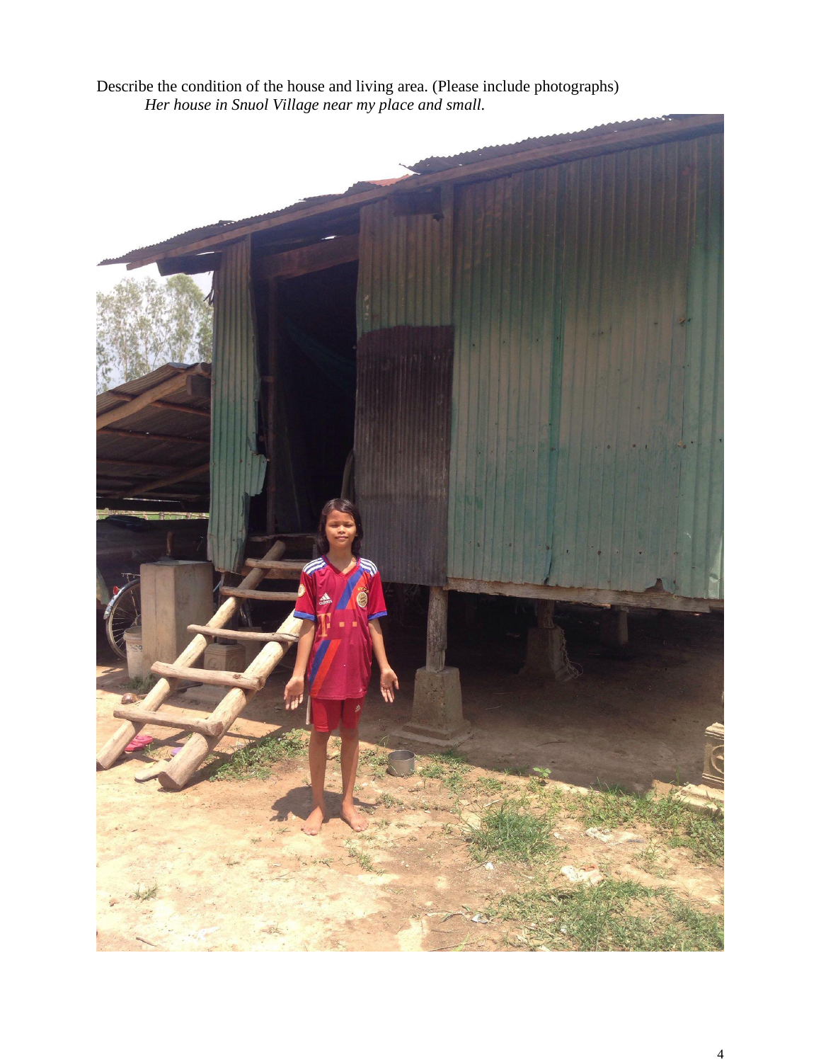Describe the condition of the house and living area. (Please include photographs)

*Her house in Snuol Village near my place and small.*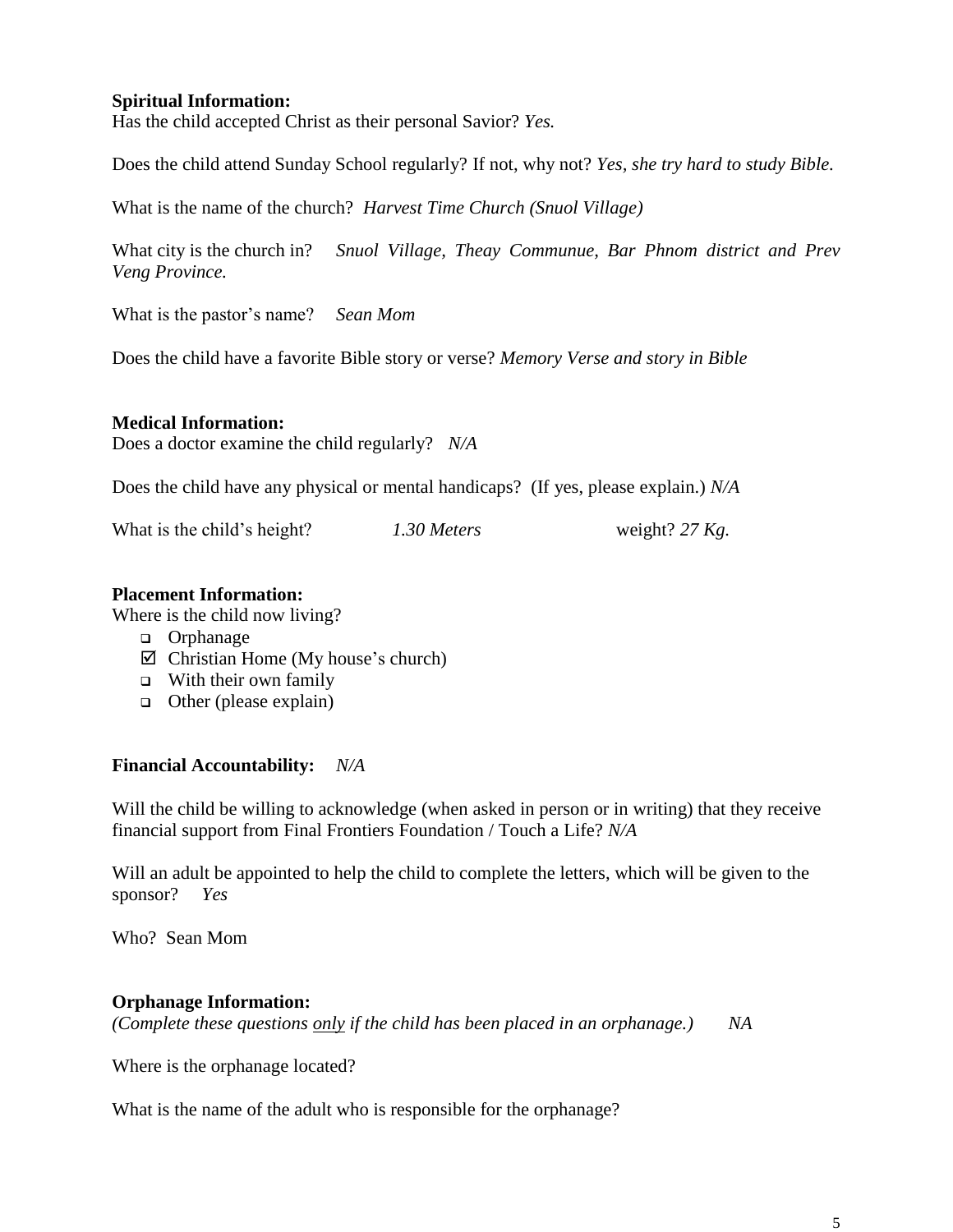**Spiritual Information:**
Has the child accepted Christ as their personal Savior? *Yes.*

Does the child attend Sunday School regularly? If not, why not? *Yes, she try hard to study Bible.*

What is the name of the church? *Harvest Time Church (Snuol Village)*

What city is the church in? *Snuol Village, Theay Communue, Bar Phnom district and Prev Veng Province.*

What is the pastor's name? *Sean Mom*

Does the child have a favorite Bible story or verse? *Memory Verse and story in Bible*

**Medical Information:**
Does a doctor examine the child regularly? *N/A*

Does the child have any physical or mental handicaps? (If yes, please explain.) *N/A*

What is the child's height? *1.30 Meters* weight? *27 Kg.*

**Placement Information:**
Where is the child now living?

- ☐ Orphanage
- ☑ Christian Home (My house's church)
- ☐ With their own family
- ☐ Other (please explain)

**Financial Accountability:** *N/A*

Will the child be willing to acknowledge (when asked in person or in writing) that they receive financial support from Final Frontiers Foundation / Touch a Life? *N/A*

Will an adult be appointed to help the child to complete the letters, which will be given to the sponsor? *Yes*

Who? Sean Mom

**Orphanage Information:**
*(Complete these questions only if the child has been placed in an orphanage.)* *NA*

Where is the orphanage located?

What is the name of the adult who is responsible for the orphanage?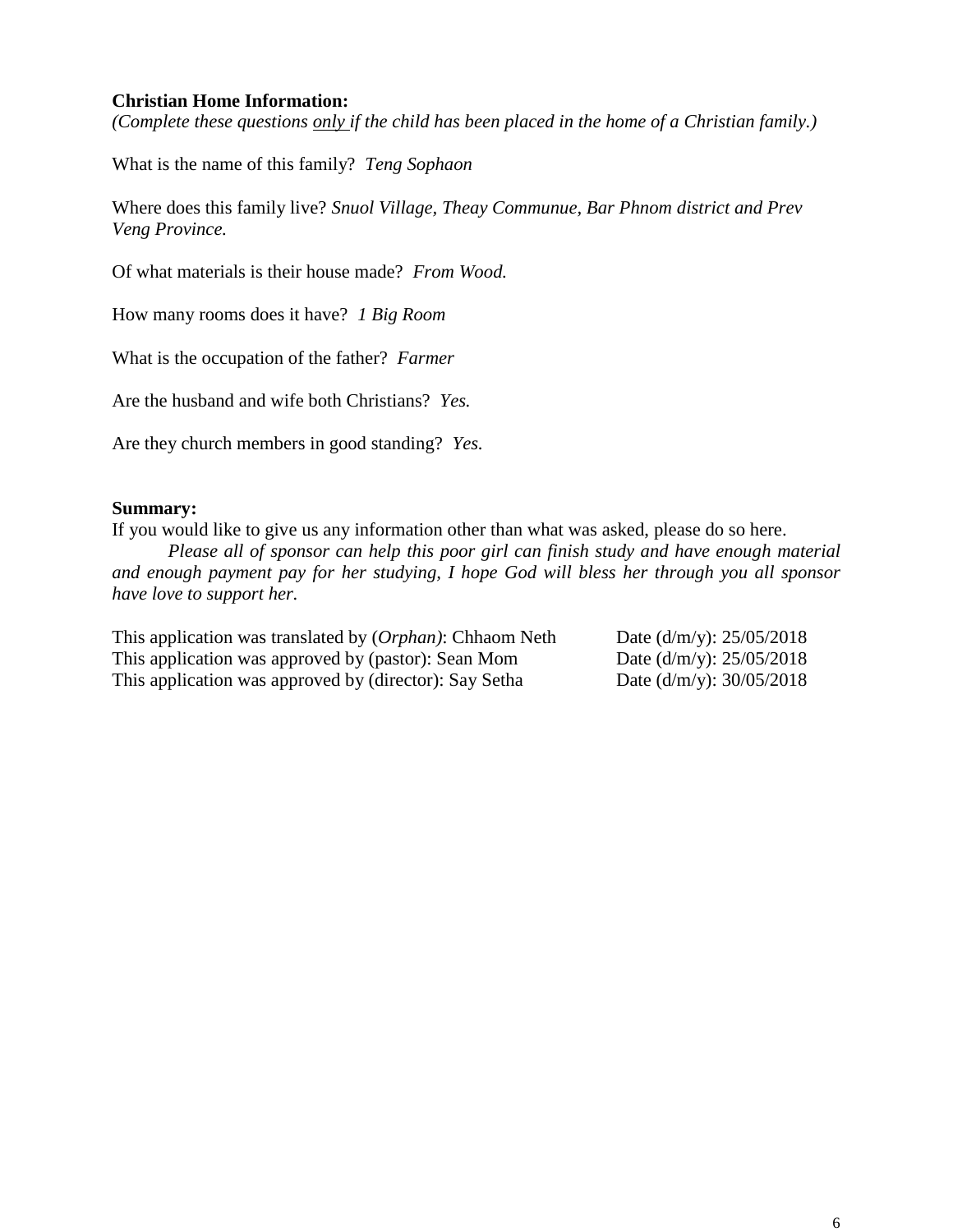**Christian Home Information:**
*(Complete these questions only if the child has been placed in the home of a Christian family.)*

What is the name of this family? *Teng Sophaon*

Where does this family live? *Snuol Village, Theay Communue, Bar Phnom district and Prev Veng Province.*

Of what materials is their house made? *From Wood.*

How many rooms does it have? *1 Big Room*

What is the occupation of the father? *Farmer*

Are the husband and wife both Christians? *Yes.*

Are they church members in good standing? *Yes.*

**Summary:**
If you would like to give us any information other than what was asked, please do so here.

*Please all of sponsor can help this poor girl can finish study and have enough material and enough payment pay for her studying, I hope God will bless her through you all sponsor have love to support her.*

This application was translated by (*Orphan)*: Chhaom Neth Date (d/m/y): 25/05/2018
This application was approved by (pastor): Sean Mom Date (d/m/y): 25/05/2018
This application was approved by (director): Say Setha Date (d/m/y): 30/05/2018